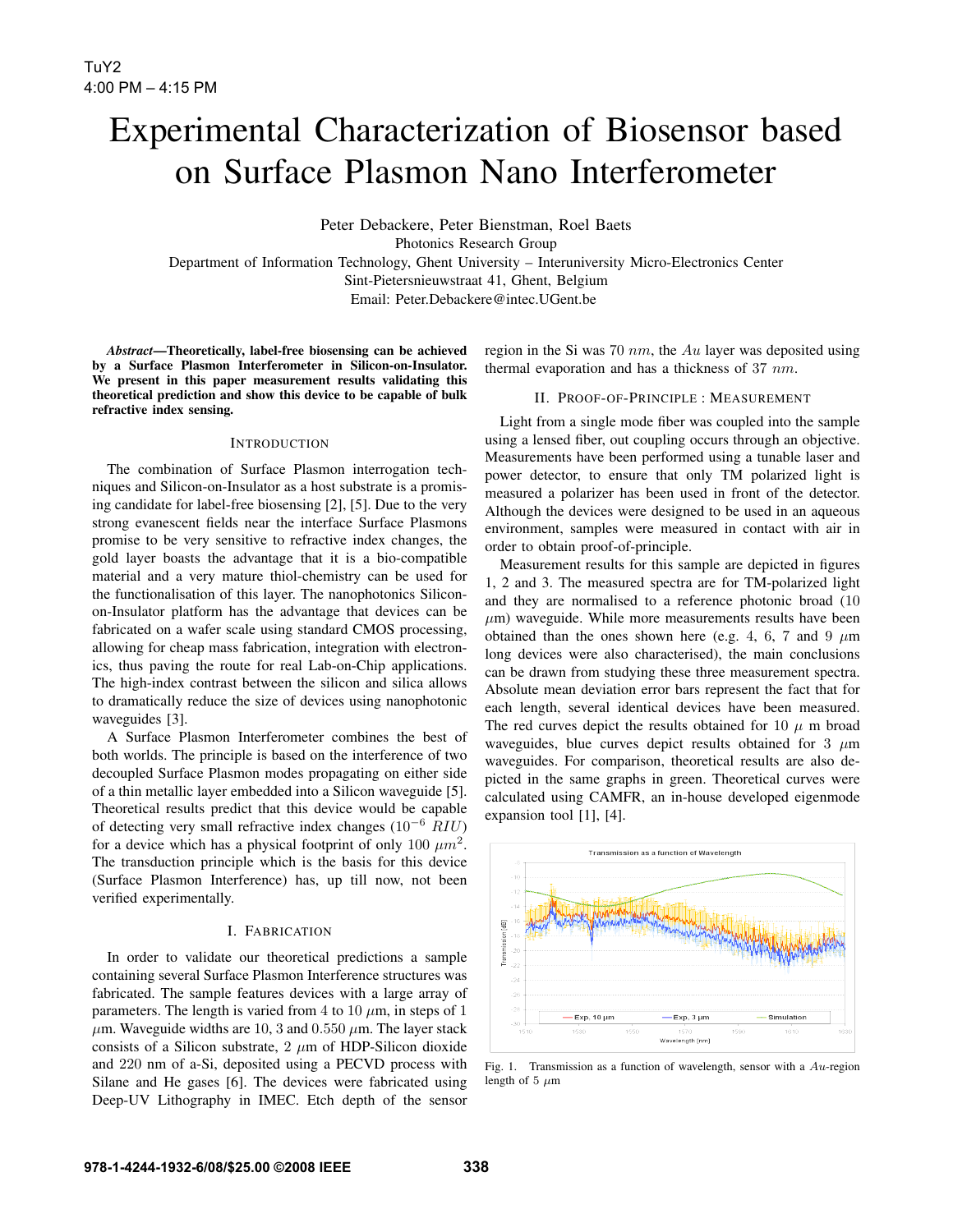# Experimental Characterization of Biosensor based on Surface Plasmon Nano Interferometer

Peter Debackere, Peter Bienstman, Roel Baets
Photonics Research Group
Department of Information Technology, Ghent University – Interuniversity Micro-Electronics Center
Sint-Pietersnieuwstraat 41, Ghent, Belgium
Email: Peter.Debackere@intec.UGent.be

***Abstract*—Theoretically, label-free biosensing can be achieved by a Surface Plasmon Interferometer in Silicon-on-Insulator. We present in this paper measurement results validating this theoretical prediction and show this device to be capable of bulk refractive index sensing.**

## Introduction

The combination of Surface Plasmon interrogation techniques and Silicon-on-Insulator as a host substrate is a promising candidate for label-free biosensing [2], [5]. Due to the very strong evanescent fields near the interface Surface Plasmons promise to be very sensitive to refractive index changes, the gold layer boasts the advantage that it is a bio-compatible material and a very mature thiol-chemistry can be used for the functionalisation of this layer. The nanophotonics Silicon-on-Insulator platform has the advantage that devices can be fabricated on a wafer scale using standard CMOS processing, allowing for cheap mass fabrication, integration with electronics, thus paving the route for real Lab-on-Chip applications. The high-index contrast between the silicon and silica allows to dramatically reduce the size of devices using nanophotonic waveguides [3].

A Surface Plasmon Interferometer combines the best of both worlds. The principle is based on the interference of two decoupled Surface Plasmon modes propagating on either side of a thin metallic layer embedded into a Silicon waveguide [5]. Theoretical results predict that this device would be capable of detecting very small refractive index changes ($10^{-6}$ $RIU$) for a device which has a physical footprint of only 100 $\mu m^2$. The transduction principle which is the basis for this device (Surface Plasmon Interference) has, up till now, not been verified experimentally.

## I. Fabrication

In order to validate our theoretical predictions a sample containing several Surface Plasmon Interference structures was fabricated. The sample features devices with a large array of parameters. The length is varied from 4 to 10 $\mu$m, in steps of 1 $\mu$m. Waveguide widths are 10, 3 and 0.550 $\mu$m. The layer stack consists of a Silicon substrate, 2 $\mu$m of HDP-Silicon dioxide and 220 nm of a-Si, deposited using a PECVD process with Silane and He gases [6]. The devices were fabricated using Deep-UV Lithography in IMEC. Etch depth of the sensor region in the Si was 70 $nm$, the $Au$ layer was deposited using thermal evaporation and has a thickness of 37 $nm$.

## II. Proof-of-Principle : Measurement

Light from a single mode fiber was coupled into the sample using a lensed fiber, out coupling occurs through an objective. Measurements have been performed using a tunable laser and power detector, to ensure that only TM polarized light is measured a polarizer has been used in front of the detector. Although the devices were designed to be used in an aqueous environment, samples were measured in contact with air in order to obtain proof-of-principle.

Measurement results for this sample are depicted in figures 1, 2 and 3. The measured spectra are for TM-polarized light and they are normalised to a reference photonic broad (10 $\mu$m) waveguide. While more measurements results have been obtained than the ones shown here (e.g. 4, 6, 7 and 9 $\mu$m long devices were also characterised), the main conclusions can be drawn from studying these three measurement spectra. Absolute mean deviation error bars represent the fact that for each length, several identical devices have been measured. The red curves depict the results obtained for 10 $\mu$ m broad waveguides, blue curves depict results obtained for 3 $\mu$m waveguides. For comparison, theoretical results are also depicted in the same graphs in green. Theoretical curves were calculated using CAMFR, an in-house developed eigenmode expansion tool [1], [4].

Fig. 1. Transmission as a function of wavelength, sensor with a $Au$-region length of 5 $\mu$m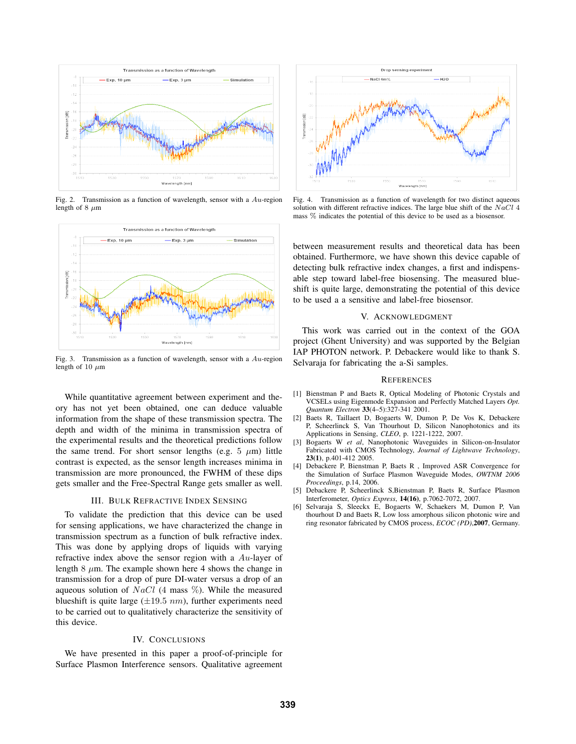Transmission as a function of Wavelength

Exp. 10 μm   Exp. 3 μm   Simulation

Transmission [dB]

Wavelength [nm]

1510 1530 1550 1570 1590 1610 1630

Fig. 2. Transmission as a function of wavelength, sensor with a $Au$-region length of 8 $\mu$m

Transmission as a function of Wavelength

Exp. 10 μm   Exp. 3 μm   Simulation

Transmission [dB]

Wavelength [nm]

1510 1530 1550 1570 1590 1610 1630

Fig. 3. Transmission as a function of wavelength, sensor with a $Au$-region length of 10 $\mu$m

While quantitative agreement between experiment and theory has not yet been obtained, one can deduce valuable information from the shape of these transmission spectra. The depth and width of the minima in transmission spectra of the experimental results and the theoretical predictions follow the same trend. For short sensor lengths (e.g. $5\ \mu$m) little contrast is expected, as the sensor length increases minima in transmission are more pronounced, the FWHM of these dips gets smaller and the Free-Spectral Range gets smaller as well.

## III. Bulk Refractive Index Sensing

To validate the prediction that this device can be used for sensing applications, we have characterized the change in transmission spectrum as a function of bulk refractive index. This was done by applying drops of liquids with varying refractive index above the sensor region with a $Au$-layer of length 8 $\mu$m. The example shown here 4 shows the change in transmission for a drop of pure DI-water versus a drop of an aqueous solution of $NaCl$ (4 mass $\%$). While the measured blueshift is quite large ($\pm 19.5\ nm$), further experiments need to be carried out to qualitatively characterize the sensitivity of this device.

## IV. Conclusions

We have presented in this paper a proof-of-principle for Surface Plasmon Interference sensors. Qualitative agreement between measurement results and theoretical data has been obtained. Furthermore, we have shown this device capable of detecting bulk refractive index changes, a first and indispensable step toward label-free biosensing. The measured blueshift is quite large, demonstrating the potential of this device to be used a a sensitive and label-free biosensor.

Drop sensing experiment

NaCl 4m%   H2O

Transmission [dB]

Wavelength [nm]

1510 1530 1550 1570 1590 1610

Fig. 4. Transmission as a function of wavelength for two distinct aqueous solution with different refractive indices. The large blue shift of the $NaCl$ 4 mass $\%$ indicates the potential of this device to be used as a biosensor.

## V. Acknowledgment

This work was carried out in the context of the GOA project (Ghent University) and was supported by the Belgian IAP PHOTON network. P. Debackere would like to thank S. Selvaraja for fabricating the a-Si samples.

## References

[1] Bienstman P and Baets R, Optical Modeling of Photonic Crystals and VCSELs using Eigenmode Expansion and Perfectly Matched Layers *Opt. Quantum Electron* **33**(4–5):327-341 2001.

[2] Baets R, Taillaert D, Bogaerts W, Dumon P, De Vos K, Debackere P, Scheerlinck S, Van Thourhout D, Silicon Nanophotonics and its Applications in Sensing, *CLEO*, p. 1221-1222, 2007.

[3] Bogaerts W *et al*, Nanophotonic Waveguides in Silicon-on-Insulator Fabricated with CMOS Technology, *Journal of Lightwave Technology*, **23(1)**, p.401-412 2005.

[4] Debackere P, Bienstman P, Baets R , Improved ASR Convergence for the Simulation of Surface Plasmon Waveguide Modes, *OWTNM 2006 Proceedings*, p.14, 2006.

[5] Debackere P, Scheerlinck S,Bienstman P, Baets R, Surface Plasmon Interferometer, *Optics Express*, **14(16)**, p.7062-7072, 2007.

[6] Selvaraja S, Sleeckx E, Bogaerts W, Schaekers M, Dumon P, Van thourhout D and Baets R, Low loss amorphous silicon photonic wire and ring resonator fabricated by CMOS process, *ECOC (PD)*,**2007**, Germany.